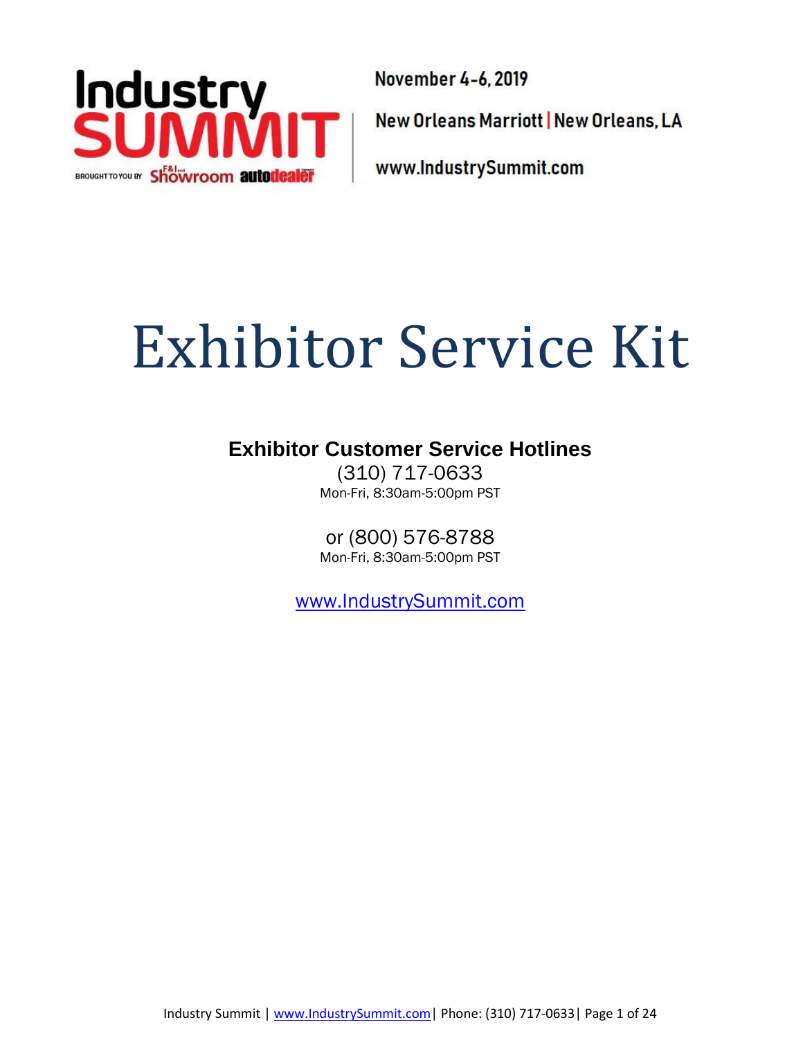Industry SUMMIT

BROUGHT TO YOU BY F&I and Showroom autodealer TODAY

November 4-6, 2019

New Orleans Marriott | New Orleans, LA

www.IndustrySummit.com

# Exhibitor Service Kit

## Exhibitor Customer Service Hotlines

(310) 717-0633
Mon-Fri, 8:30am-5:00pm PST

or (800) 576-8788
Mon-Fri, 8:30am-5:00pm PST

[www.IndustrySummit.com](http://www.IndustrySummit.com)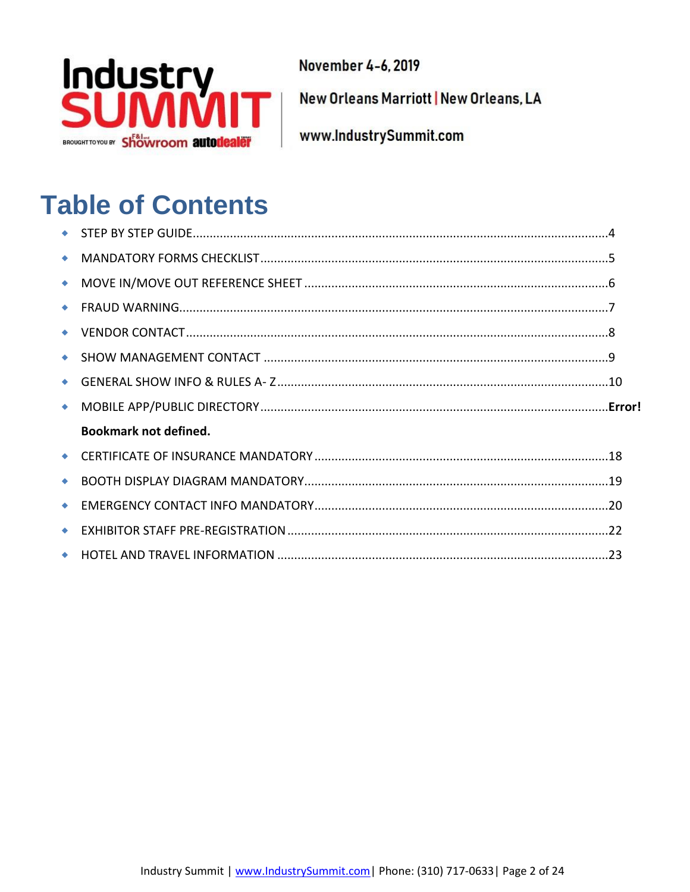Industry SUMMIT

BROUGHT TO YOU BY F&I and Showroom autodealer TODAY

November 4-6, 2019

New Orleans Marriott | New Orleans, LA

www.IndustrySummit.com

# Table of Contents

- STEP BY STEP GUIDE....................4
- MANDATORY FORMS CHECKLIST....................5
- MOVE IN/MOVE OUT REFERENCE SHEET....................6
- FRAUD WARNING....................7
- VENDOR CONTACT....................8
- SHOW MANAGEMENT CONTACT....................9
- GENERAL SHOW INFO & RULES A- Z....................10
- MOBILE APP/PUBLIC DIRECTORY....................**Error! Bookmark not defined.**
- CERTIFICATE OF INSURANCE MANDATORY....................18
- BOOTH DISPLAY DIAGRAM MANDATORY....................19
- EMERGENCY CONTACT INFO MANDATORY....................20
- EXHIBITOR STAFF PRE-REGISTRATION....................22
- HOTEL AND TRAVEL INFORMATION....................23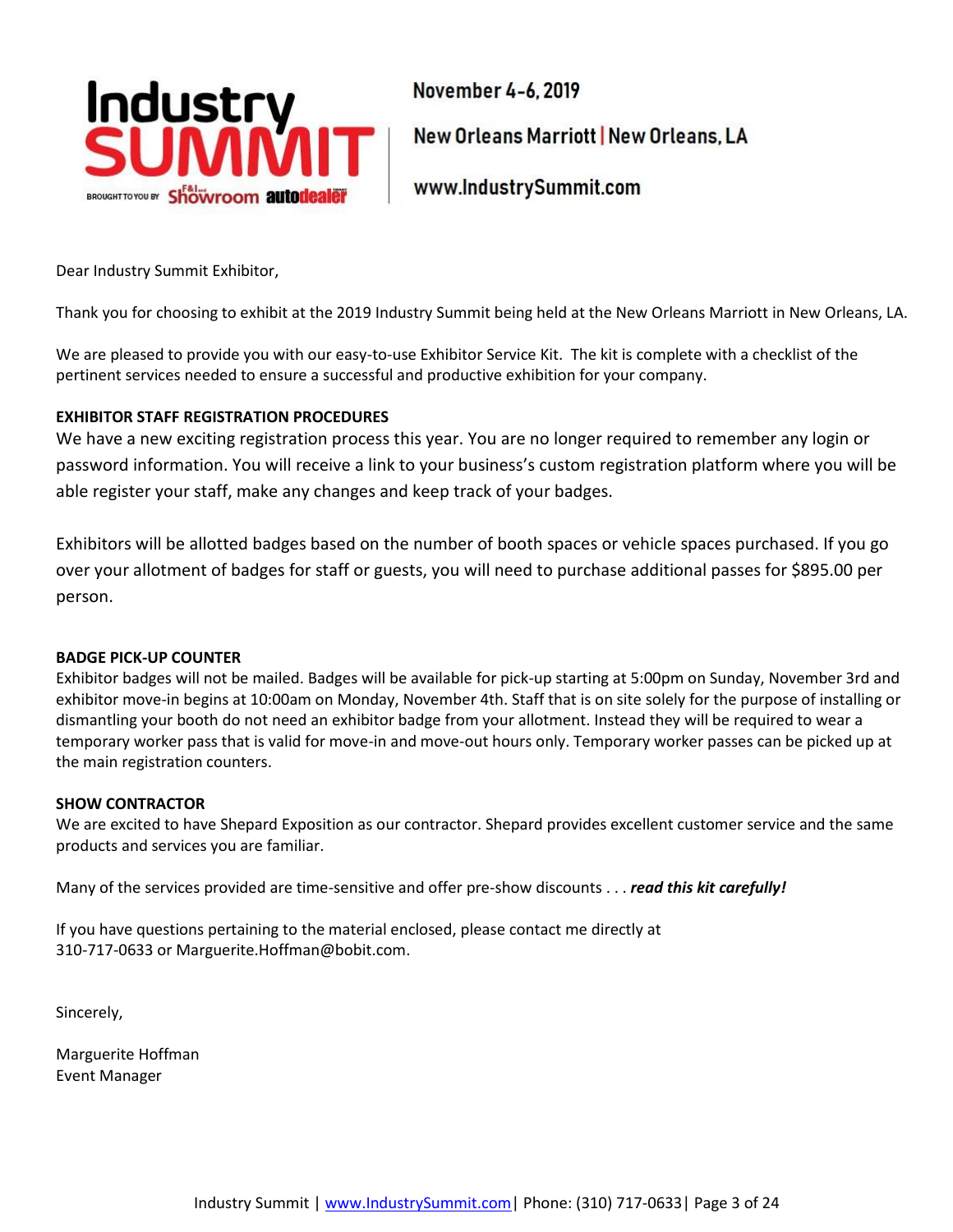Industry SUMMIT

BROUGHT TO YOU BY F&I and Showroom autodealer TODAY

November 4-6, 2019

New Orleans Marriott | New Orleans, LA

www.IndustrySummit.com

Dear Industry Summit Exhibitor,

Thank you for choosing to exhibit at the 2019 Industry Summit being held at the New Orleans Marriott in New Orleans, LA.

We are pleased to provide you with our easy-to-use Exhibitor Service Kit. The kit is complete with a checklist of the pertinent services needed to ensure a successful and productive exhibition for your company.

**EXHIBITOR STAFF REGISTRATION PROCEDURES**

We have a new exciting registration process this year. You are no longer required to remember any login or password information. You will receive a link to your business's custom registration platform where you will be able register your staff, make any changes and keep track of your badges.

Exhibitors will be allotted badges based on the number of booth spaces or vehicle spaces purchased. If you go over your allotment of badges for staff or guests, you will need to purchase additional passes for $895.00 per person.

**BADGE PICK-UP COUNTER**

Exhibitor badges will not be mailed. Badges will be available for pick-up starting at 5:00pm on Sunday, November 3rd and exhibitor move-in begins at 10:00am on Monday, November 4th. Staff that is on site solely for the purpose of installing or dismantling your booth do not need an exhibitor badge from your allotment. Instead they will be required to wear a temporary worker pass that is valid for move-in and move-out hours only. Temporary worker passes can be picked up at the main registration counters.

**SHOW CONTRACTOR**

We are excited to have Shepard Exposition as our contractor. Shepard provides excellent customer service and the same products and services you are familiar.

Many of the services provided are time-sensitive and offer pre-show discounts . . . ***read this kit carefully!***

If you have questions pertaining to the material enclosed, please contact me directly at 310-717-0633 or Marguerite.Hoffman@bobit.com.

Sincerely,

Marguerite Hoffman
Event Manager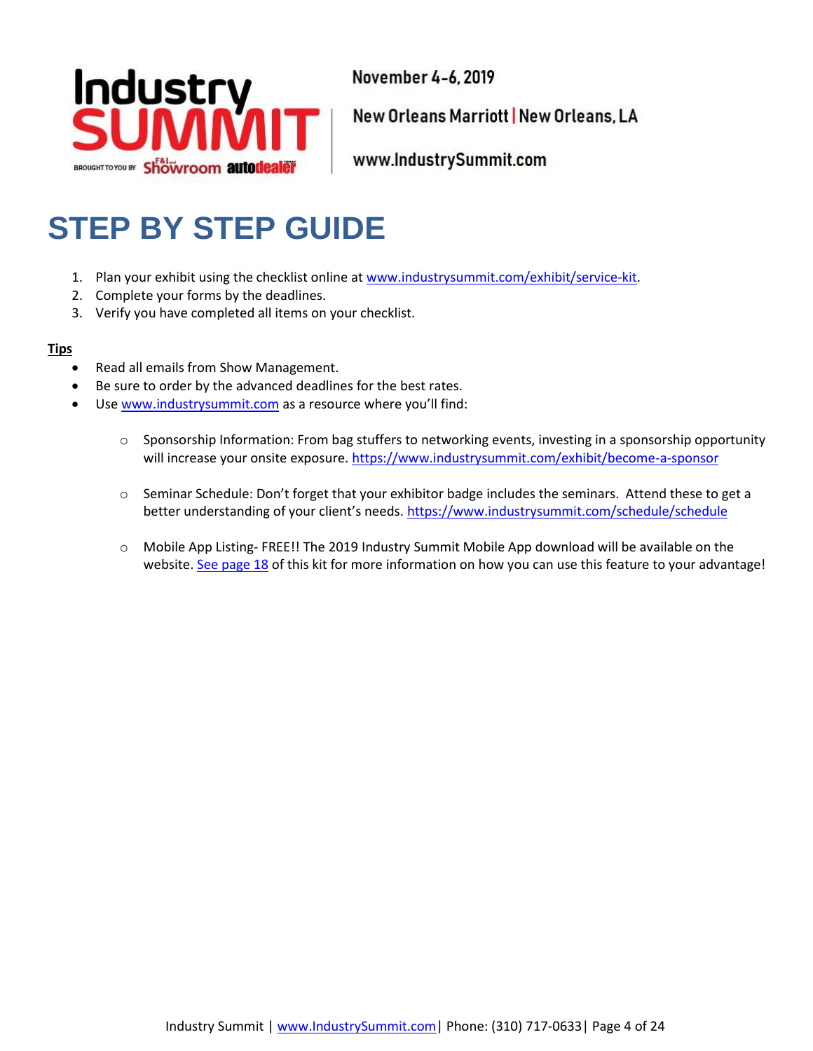November 4-6, 2019

New Orleans Marriott | New Orleans, LA

www.IndustrySummit.com

# STEP BY STEP GUIDE

1. Plan your exhibit using the checklist online at www.industrysummit.com/exhibit/service-kit.
2. Complete your forms by the deadlines.
3. Verify you have completed all items on your checklist.

**Tips**

- Read all emails from Show Management.
- Be sure to order by the advanced deadlines for the best rates.
- Use www.industrysummit.com as a resource where you'll find:
    - Sponsorship Information: From bag stuffers to networking events, investing in a sponsorship opportunity will increase your onsite exposure. https://www.industrysummit.com/exhibit/become-a-sponsor
    - Seminar Schedule: Don't forget that your exhibitor badge includes the seminars. Attend these to get a better understanding of your client's needs. https://www.industrysummit.com/schedule/schedule
    - Mobile App Listing- FREE!! The 2019 Industry Summit Mobile App download will be available on the website. See page 18 of this kit for more information on how you can use this feature to your advantage!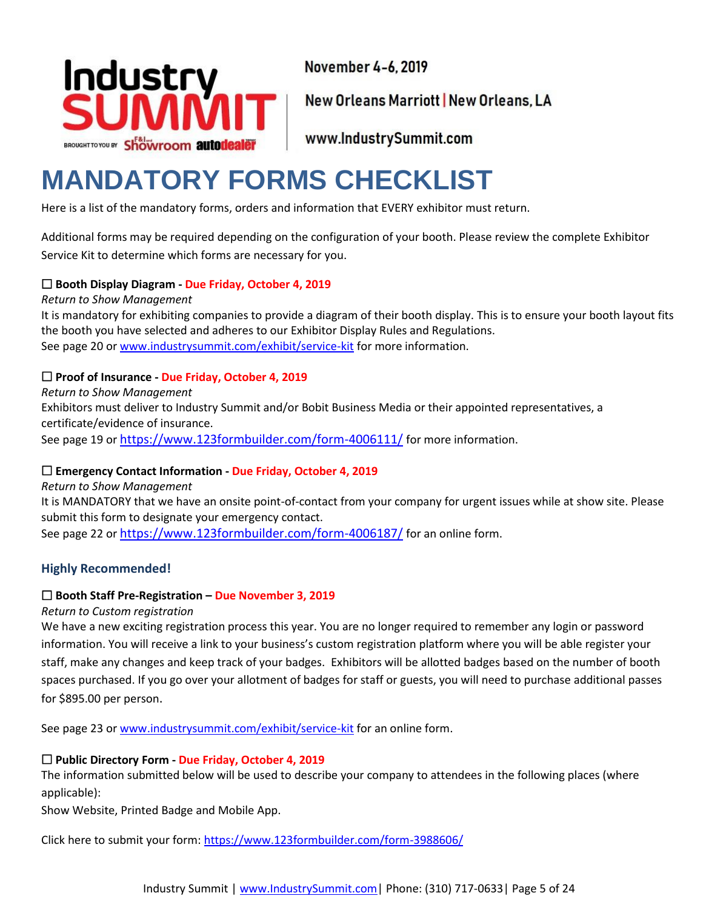Industry SUMMIT

BROUGHT TO YOU BY F&I and Showroom autodealer TODAY

November 4-6, 2019

New Orleans Marriott | New Orleans, LA

www.IndustrySummit.com

# MANDATORY FORMS CHECKLIST

Here is a list of the mandatory forms, orders and information that EVERY exhibitor must return.

Additional forms may be required depending on the configuration of your booth. Please review the complete Exhibitor Service Kit to determine which forms are necessary for you.

☐ **Booth Display Diagram - Due Friday, October 4, 2019**

*Return to Show Management*

It is mandatory for exhibiting companies to provide a diagram of their booth display. This is to ensure your booth layout fits the booth you have selected and adheres to our Exhibitor Display Rules and Regulations.

See page 20 or www.industrysummit.com/exhibit/service-kit for more information.

☐ **Proof of Insurance - Due Friday, October 4, 2019**

*Return to Show Management*

Exhibitors must deliver to Industry Summit and/or Bobit Business Media or their appointed representatives, a certificate/evidence of insurance.

See page 19 or https://www.123formbuilder.com/form-4006111/ for more information.

☐ **Emergency Contact Information - Due Friday, October 4, 2019**

*Return to Show Management*

It is MANDATORY that we have an onsite point-of-contact from your company for urgent issues while at show site. Please submit this form to designate your emergency contact.

See page 22 or https://www.123formbuilder.com/form-4006187/ for an online form.

### Highly Recommended!

☐ **Booth Staff Pre-Registration – Due November 3, 2019**

*Return to Custom registration*

We have a new exciting registration process this year. You are no longer required to remember any login or password information. You will receive a link to your business's custom registration platform where you will be able register your staff, make any changes and keep track of your badges. Exhibitors will be allotted badges based on the number of booth spaces purchased. If you go over your allotment of badges for staff or guests, you will need to purchase additional passes for $895.00 per person.

See page 23 or www.industrysummit.com/exhibit/service-kit for an online form.

☐ **Public Directory Form - Due Friday, October 4, 2019**

The information submitted below will be used to describe your company to attendees in the following places (where applicable):

Show Website, Printed Badge and Mobile App.

Click here to submit your form: https://www.123formbuilder.com/form-3988606/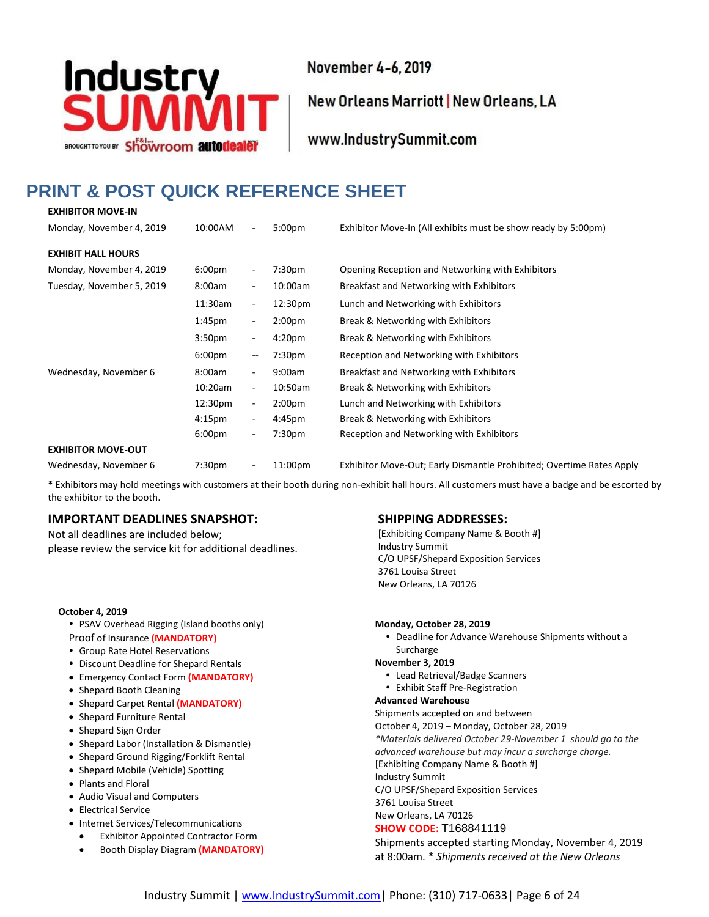Industry SUMMIT

BROUGHT TO YOU BY F&I and Showroom autodealer TODAY

November 4-6, 2019

New Orleans Marriott | New Orleans, LA

www.IndustrySummit.com

# PRINT & POST QUICK REFERENCE SHEET

| | | | | |
|---|---|---|---|---|
| **EXHIBITOR MOVE-IN** | | | | |
| Monday, November 4, 2019 | 10:00AM | - | 5:00pm | Exhibitor Move-In (All exhibits must be show ready by 5:00pm) |
| **EXHIBIT HALL HOURS** | | | | |
| Monday, November 4, 2019 | 6:00pm | - | 7:30pm | Opening Reception and Networking with Exhibitors |
| Tuesday, November 5, 2019 | 8:00am | - | 10:00am | Breakfast and Networking with Exhibitors |
| | 11:30am | - | 12:30pm | Lunch and Networking with Exhibitors |
| | 1:45pm | - | 2:00pm | Break & Networking with Exhibitors |
| | 3:50pm | - | 4:20pm | Break & Networking with Exhibitors |
| | 6:00pm | -- | 7:30pm | Reception and Networking with Exhibitors |
| Wednesday, November 6 | 8:00am | - | 9:00am | Breakfast and Networking with Exhibitors |
| | 10:20am | - | 10:50am | Break & Networking with Exhibitors |
| | 12:30pm | - | 2:00pm | Lunch and Networking with Exhibitors |
| | 4:15pm | - | 4:45pm | Break & Networking with Exhibitors |
| | 6:00pm | - | 7:30pm | Reception and Networking with Exhibitors |
| **EXHIBITOR MOVE-OUT** | | | | |
| Wednesday, November 6 | 7:30pm | - | 11:00pm | Exhibitor Move-Out; Early Dismantle Prohibited; Overtime Rates Apply |

* Exhibitors may hold meetings with customers at their booth during non-exhibit hall hours. All customers must have a badge and be escorted by the exhibitor to the booth.

## IMPORTANT DEADLINES SNAPSHOT:

Not all deadlines are included below;
please review the service kit for additional deadlines.

**October 4, 2019**

- PSAV Overhead Rigging (Island booths only)

Proof of Insurance **(MANDATORY)**

- Group Rate Hotel Reservations
- Discount Deadline for Shepard Rentals
- Emergency Contact Form **(MANDATORY)**
- Shepard Booth Cleaning
- Shepard Carpet Rental **(MANDATORY)**
- Shepard Furniture Rental
- Shepard Sign Order
- Shepard Labor (Installation & Dismantle)
- Shepard Ground Rigging/Forklift Rental
- Shepard Mobile (Vehicle) Spotting
- Plants and Floral
- Audio Visual and Computers
- Electrical Service
- Internet Services/Telecommunications
    - Exhibitor Appointed Contractor Form
    - Booth Display Diagram **(MANDATORY)**

**Monday, October 28, 2019**

- Deadline for Advance Warehouse Shipments without a Surcharge

**November 3, 2019**

- Lead Retrieval/Badge Scanners
- Exhibit Staff Pre-Registration

## SHIPPING ADDRESSES:

[Exhibiting Company Name & Booth #]
Industry Summit
C/O UPSF/Shepard Exposition Services
3761 Louisa Street
New Orleans, LA 70126

**Advanced Warehouse**

Shipments accepted on and between
October 4, 2019 – Monday, October 28, 2019
*\*Materials delivered October 29-November 1 should go to the advanced warehouse but may incur a surcharge charge.*
[Exhibiting Company Name & Booth #]
Industry Summit
C/O UPSF/Shepard Exposition Services
3761 Louisa Street
New Orleans, LA 70126
**SHOW CODE:** T168841119
Shipments accepted starting Monday, November 4, 2019 at 8:00am. * *Shipments received at the New Orleans*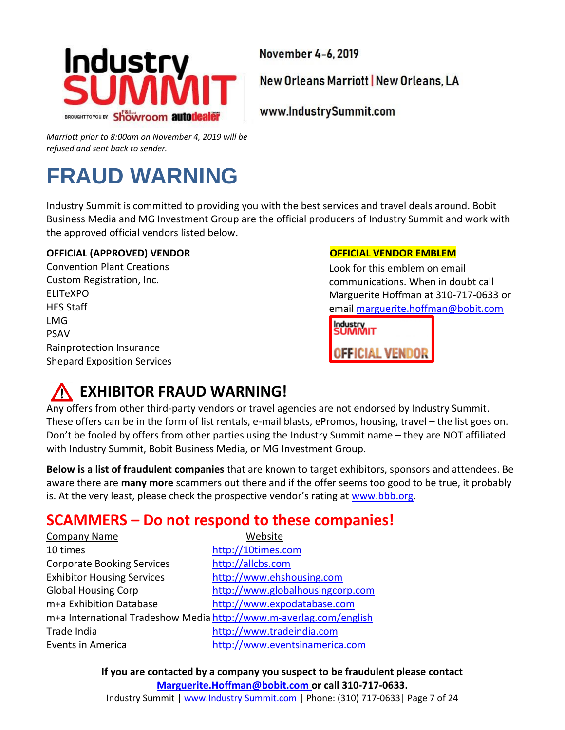*Marriott prior to 8:00am on November 4, 2019 will be refused and sent back to sender.*

# FRAUD WARNING

Industry Summit is committed to providing you with the best services and travel deals around. Bobit Business Media and MG Investment Group are the official producers of Industry Summit and work with the approved official vendors listed below.

**OFFICIAL (APPROVED) VENDOR**

Convention Plant Creations
Custom Registration, Inc.
ELITeXPO
HES Staff
LMG
PSAV
Rainprotection Insurance
Shepard Exposition Services

**OFFICIAL VENDOR EMBLEM**

Look for this emblem on email communications. When in doubt call Marguerite Hoffman at 310-717-0633 or email marguerite.hoffman@bobit.com

Industry SUMMIT OFFICIAL VENDOR

## EXHIBITOR FRAUD WARNING!

Any offers from other third-party vendors or travel agencies are not endorsed by Industry Summit. These offers can be in the form of list rentals, e-mail blasts, ePromos, housing, travel – the list goes on. Don't be fooled by offers from other parties using the Industry Summit name – they are NOT affiliated with Industry Summit, Bobit Business Media, or MG Investment Group.

**Below is a list of fraudulent companies** that are known to target exhibitors, sponsors and attendees. Be aware there are **many more** scammers out there and if the offer seems too good to be true, it probably is. At the very least, please check the prospective vendor's rating at www.bbb.org.

## SCAMMERS – Do not respond to these companies!

| Company Name | Website |
|---|---|
| 10 times | http://10times.com |
| Corporate Booking Services | http://allcbs.com |
| Exhibitor Housing Services | http://www.ehshousing.com |
| Global Housing Corp | http://www.globalhousingcorp.com |
| m+a Exhibition Database | http://www.expodatabase.com |
| m+a International Tradeshow Media | http://www.m-averlag.com/english |
| Trade India | http://www.tradeindia.com |
| Events in America | http://www.eventsinamerica.com |

**If you are contacted by a company you suspect to be fraudulent please contact Marguerite.Hoffman@bobit.com or call 310-717-0633.**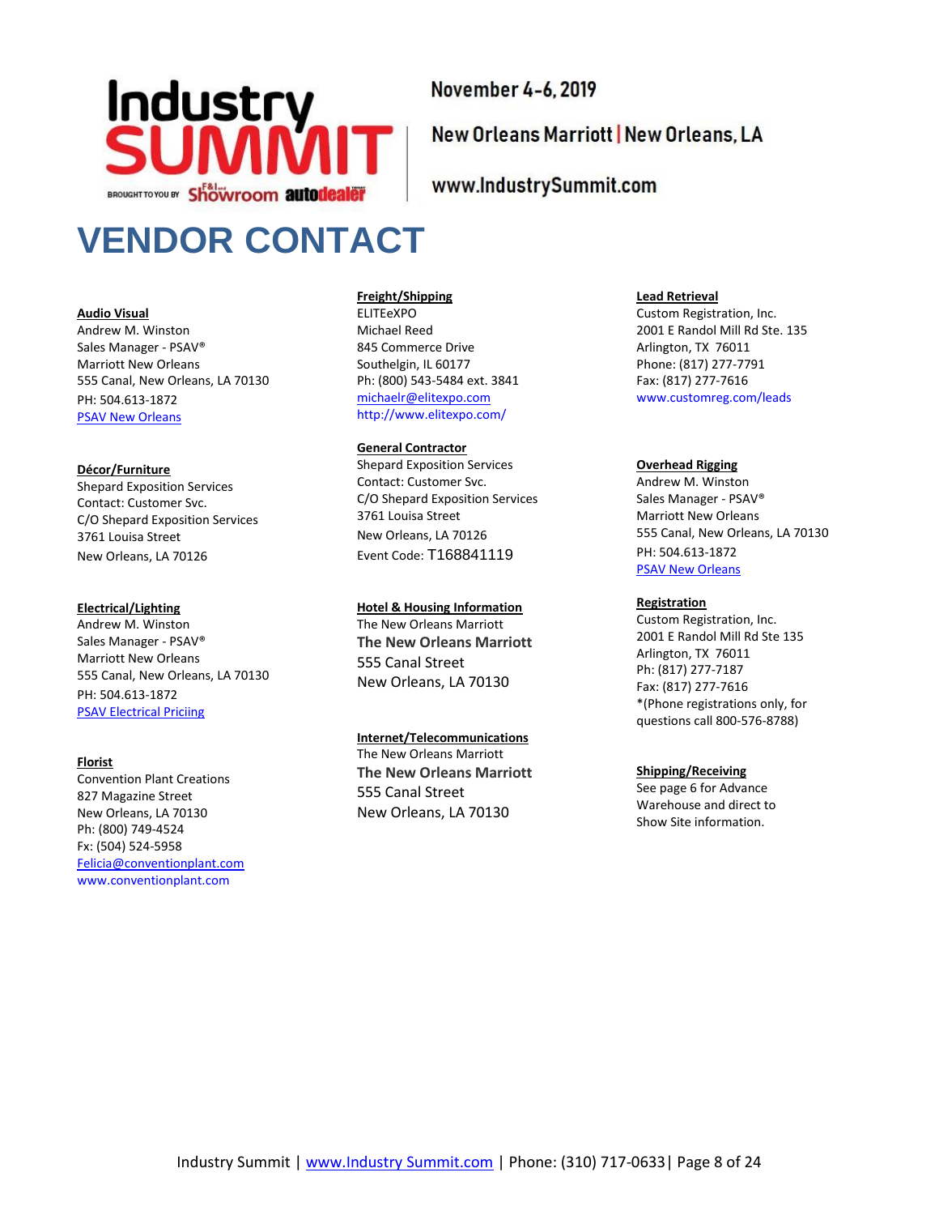November 4-6, 2019

New Orleans Marriott | New Orleans, LA

www.IndustrySummit.com

# VENDOR CONTACT

**Audio Visual**
Andrew M. Winston
Sales Manager - PSAV®
Marriott New Orleans
555 Canal, New Orleans, LA 70130
PH: 504.613-1872
PSAV New Orleans

**Décor/Furniture**
Shepard Exposition Services
Contact: Customer Svc.
C/O Shepard Exposition Services
3761 Louisa Street
New Orleans, LA 70126

**Electrical/Lighting**
Andrew M. Winston
Sales Manager - PSAV®
Marriott New Orleans
555 Canal, New Orleans, LA 70130
PH: 504.613-1872
PSAV Electrical Priciing

**Florist**
Convention Plant Creations
827 Magazine Street
New Orleans, LA 70130
Ph: (800) 749-4524
Fx: (504) 524-5958
Felicia@conventionplant.com
www.conventionplant.com

**Freight/Shipping**
ELITEeXPO
Michael Reed
845 Commerce Drive
Southelgin, IL 60177
Ph: (800) 543-5484 ext. 3841
michaelr@elitexpo.com
http://www.elitexpo.com/

**General Contractor**
Shepard Exposition Services
Contact: Customer Svc.
C/O Shepard Exposition Services
3761 Louisa Street
New Orleans, LA 70126
Event Code: T168841119

**Hotel & Housing Information**
The New Orleans Marriott
The New Orleans Marriott
555 Canal Street
New Orleans, LA 70130

**Internet/Telecommunications**
The New Orleans Marriott
The New Orleans Marriott
555 Canal Street
New Orleans, LA 70130

**Lead Retrieval**
Custom Registration, Inc.
2001 E Randol Mill Rd Ste. 135
Arlington, TX 76011
Phone: (817) 277-7791
Fax: (817) 277-7616
www.customreg.com/leads

**Overhead Rigging**
Andrew M. Winston
Sales Manager - PSAV®
Marriott New Orleans
555 Canal, New Orleans, LA 70130
PH: 504.613-1872
PSAV New Orleans

**Registration**
Custom Registration, Inc.
2001 E Randol Mill Rd Ste 135
Arlington, TX 76011
Ph: (817) 277-7187
Fax: (817) 277-7616
*(Phone registrations only, for questions call 800-576-8788)

**Shipping/Receiving**
See page 6 for Advance Warehouse and direct to Show Site information.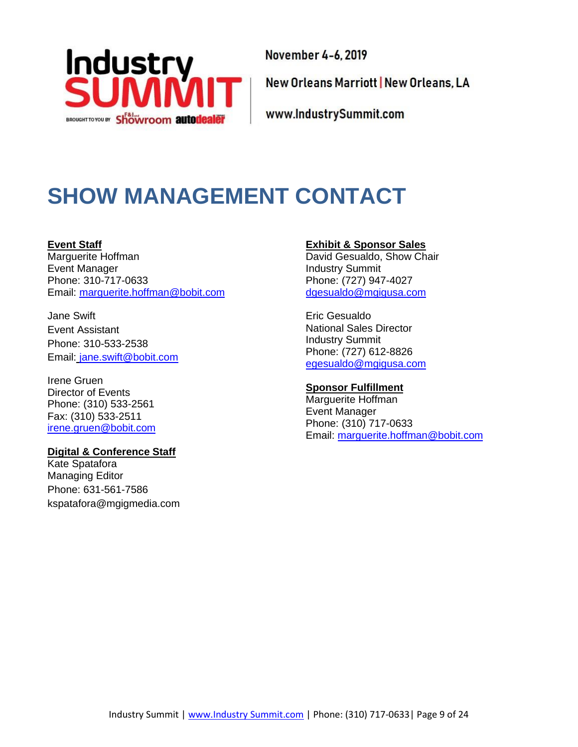November 4-6, 2019

New Orleans Marriott | New Orleans, LA

www.IndustrySummit.com

# SHOW MANAGEMENT CONTACT

**Event Staff**

Marguerite Hoffman
Event Manager
Phone: 310-717-0633
Email: marguerite.hoffman@bobit.com

Jane Swift
Event Assistant
Phone: 310-533-2538
Email: jane.swift@bobit.com

Irene Gruen
Director of Events
Phone: (310) 533-2561
Fax: (310) 533-2511
irene.gruen@bobit.com

**Digital & Conference Staff**

Kate Spatafora
Managing Editor
Phone: 631-561-7586
kspatafora@mgigmedia.com

**Exhibit & Sponsor Sales**

David Gesualdo, Show Chair
Industry Summit
Phone: (727) 947-4027
dgesualdo@mgigusa.com

Eric Gesualdo
National Sales Director
Industry Summit
Phone: (727) 612-8826
egesualdo@mgigusa.com

**Sponsor Fulfillment**

Marguerite Hoffman
Event Manager
Phone: (310) 717-0633
Email: marguerite.hoffman@bobit.com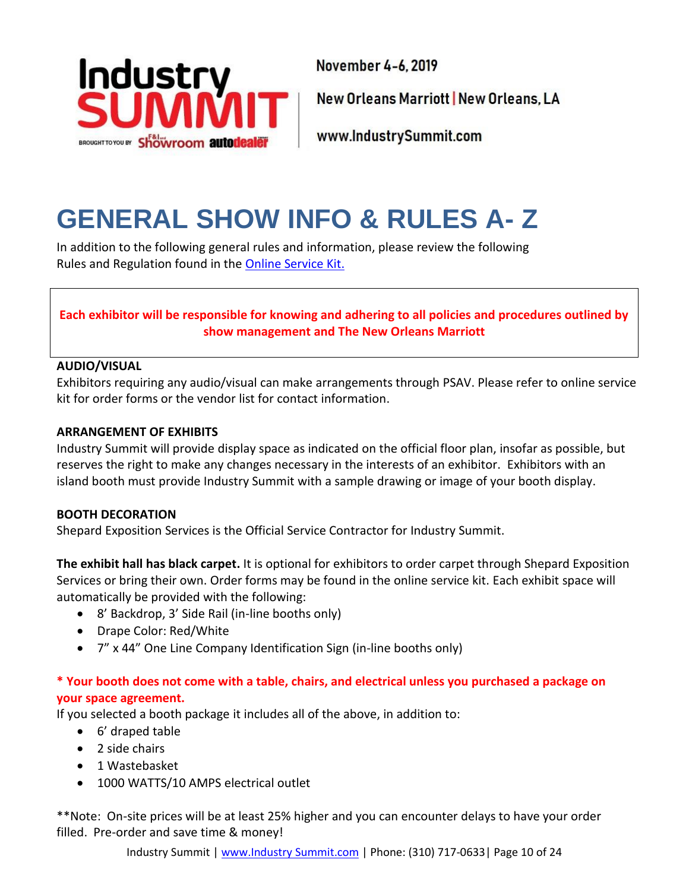November 4-6, 2019

New Orleans Marriott | New Orleans, LA

www.IndustrySummit.com

# GENERAL SHOW INFO & RULES A- Z

In addition to the following general rules and information, please review the following Rules and Regulation found in the Online Service Kit.

**Each exhibitor will be responsible for knowing and adhering to all policies and procedures outlined by show management and The New Orleans Marriott**

**AUDIO/VISUAL**

Exhibitors requiring any audio/visual can make arrangements through PSAV. Please refer to online service kit for order forms or the vendor list for contact information.

**ARRANGEMENT OF EXHIBITS**

Industry Summit will provide display space as indicated on the official floor plan, insofar as possible, but reserves the right to make any changes necessary in the interests of an exhibitor. Exhibitors with an island booth must provide Industry Summit with a sample drawing or image of your booth display.

**BOOTH DECORATION**

Shepard Exposition Services is the Official Service Contractor for Industry Summit.

**The exhibit hall has black carpet.** It is optional for exhibitors to order carpet through Shepard Exposition Services or bring their own. Order forms may be found in the online service kit. Each exhibit space will automatically be provided with the following:

- 8' Backdrop, 3' Side Rail (in-line booths only)
- Drape Color: Red/White
- 7" x 44" One Line Company Identification Sign (in-line booths only)

**\* Your booth does not come with a table, chairs, and electrical unless you purchased a package on your space agreement.**

If you selected a booth package it includes all of the above, in addition to:

- 6' draped table
- 2 side chairs
- 1 Wastebasket
- 1000 WATTS/10 AMPS electrical outlet

**Note: On-site prices will be at least 25% higher and you can encounter delays to have your order filled. Pre-order and save time & money!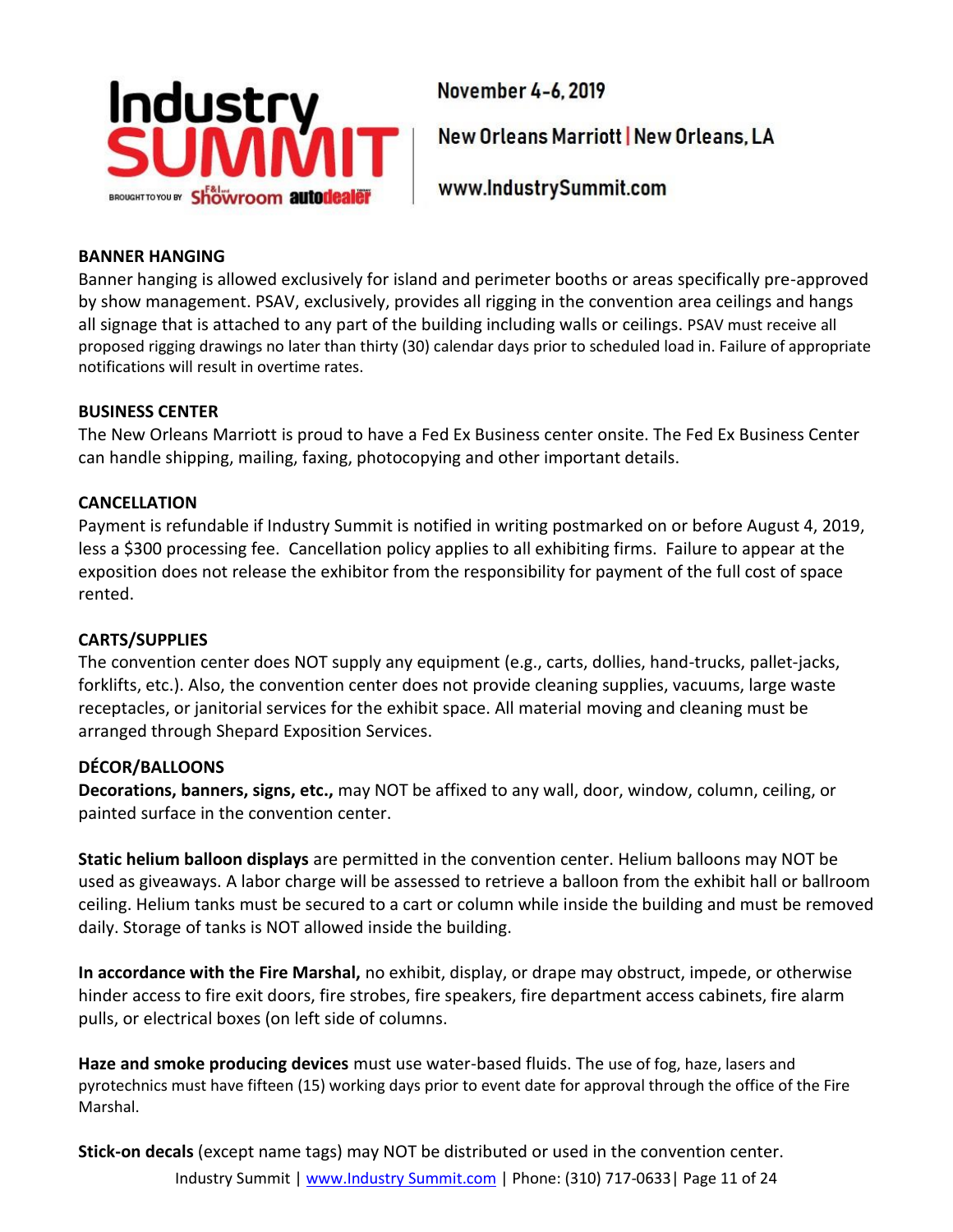**BANNER HANGING**

Banner hanging is allowed exclusively for island and perimeter booths or areas specifically pre-approved by show management. PSAV, exclusively, provides all rigging in the convention area ceilings and hangs all signage that is attached to any part of the building including walls or ceilings. PSAV must receive all proposed rigging drawings no later than thirty (30) calendar days prior to scheduled load in. Failure of appropriate notifications will result in overtime rates.

**BUSINESS CENTER**

The New Orleans Marriott is proud to have a Fed Ex Business center onsite. The Fed Ex Business Center can handle shipping, mailing, faxing, photocopying and other important details.

**CANCELLATION**

Payment is refundable if Industry Summit is notified in writing postmarked on or before August 4, 2019, less a $300 processing fee. Cancellation policy applies to all exhibiting firms. Failure to appear at the exposition does not release the exhibitor from the responsibility for payment of the full cost of space rented.

**CARTS/SUPPLIES**

The convention center does NOT supply any equipment (e.g., carts, dollies, hand-trucks, pallet-jacks, forklifts, etc.). Also, the convention center does not provide cleaning supplies, vacuums, large waste receptacles, or janitorial services for the exhibit space. All material moving and cleaning must be arranged through Shepard Exposition Services.

**DÉCOR/BALLOONS**

**Decorations, banners, signs, etc.,** may NOT be affixed to any wall, door, window, column, ceiling, or painted surface in the convention center.

**Static helium balloon displays** are permitted in the convention center. Helium balloons may NOT be used as giveaways. A labor charge will be assessed to retrieve a balloon from the exhibit hall or ballroom ceiling. Helium tanks must be secured to a cart or column while inside the building and must be removed daily. Storage of tanks is NOT allowed inside the building.

**In accordance with the Fire Marshal,** no exhibit, display, or drape may obstruct, impede, or otherwise hinder access to fire exit doors, fire strobes, fire speakers, fire department access cabinets, fire alarm pulls, or electrical boxes (on left side of columns.

**Haze and smoke producing devices** must use water-based fluids. The use of fog, haze, lasers and pyrotechnics must have fifteen (15) working days prior to event date for approval through the office of the Fire Marshal.

**Stick-on decals** (except name tags) may NOT be distributed or used in the convention center.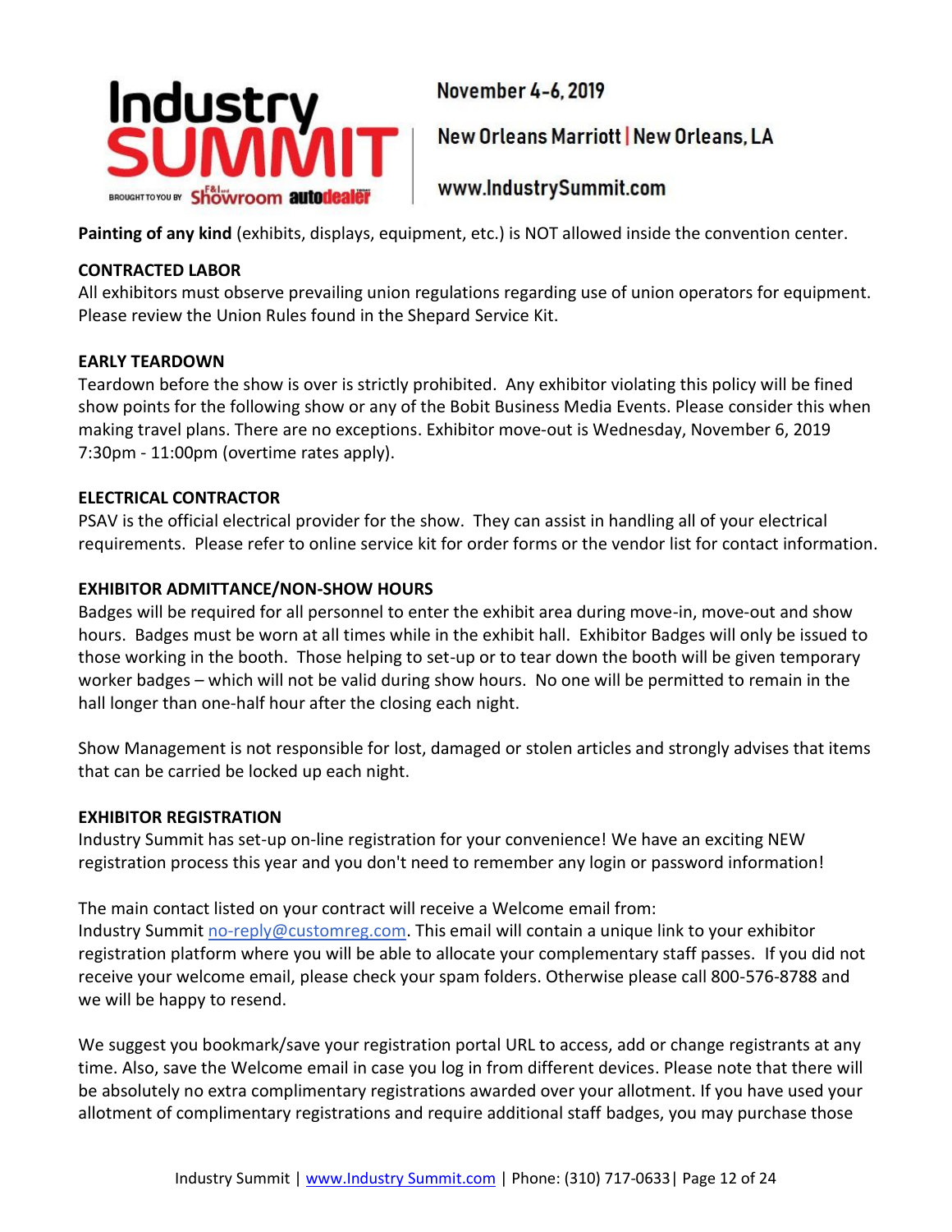**Painting of any kind** (exhibits, displays, equipment, etc.) is NOT allowed inside the convention center.

**CONTRACTED LABOR**

All exhibitors must observe prevailing union regulations regarding use of union operators for equipment. Please review the Union Rules found in the Shepard Service Kit.

**EARLY TEARDOWN**

Teardown before the show is over is strictly prohibited. Any exhibitor violating this policy will be fined show points for the following show or any of the Bobit Business Media Events. Please consider this when making travel plans. There are no exceptions. Exhibitor move-out is Wednesday, November 6, 2019 7:30pm - 11:00pm (overtime rates apply).

**ELECTRICAL CONTRACTOR**

PSAV is the official electrical provider for the show. They can assist in handling all of your electrical requirements. Please refer to online service kit for order forms or the vendor list for contact information.

**EXHIBITOR ADMITTANCE/NON-SHOW HOURS**

Badges will be required for all personnel to enter the exhibit area during move-in, move-out and show hours. Badges must be worn at all times while in the exhibit hall. Exhibitor Badges will only be issued to those working in the booth. Those helping to set-up or to tear down the booth will be given temporary worker badges – which will not be valid during show hours. No one will be permitted to remain in the hall longer than one-half hour after the closing each night.

Show Management is not responsible for lost, damaged or stolen articles and strongly advises that items that can be carried be locked up each night.

**EXHIBITOR REGISTRATION**

Industry Summit has set-up on-line registration for your convenience! We have an exciting NEW registration process this year and you don't need to remember any login or password information!

The main contact listed on your contract will receive a Welcome email from:
Industry Summit no-reply@customreg.com. This email will contain a unique link to your exhibitor registration platform where you will be able to allocate your complementary staff passes. If you did not receive your welcome email, please check your spam folders. Otherwise please call 800-576-8788 and we will be happy to resend.

We suggest you bookmark/save your registration portal URL to access, add or change registrants at any time. Also, save the Welcome email in case you log in from different devices. Please note that there will be absolutely no extra complimentary registrations awarded over your allotment. If you have used your allotment of complimentary registrations and require additional staff badges, you may purchase those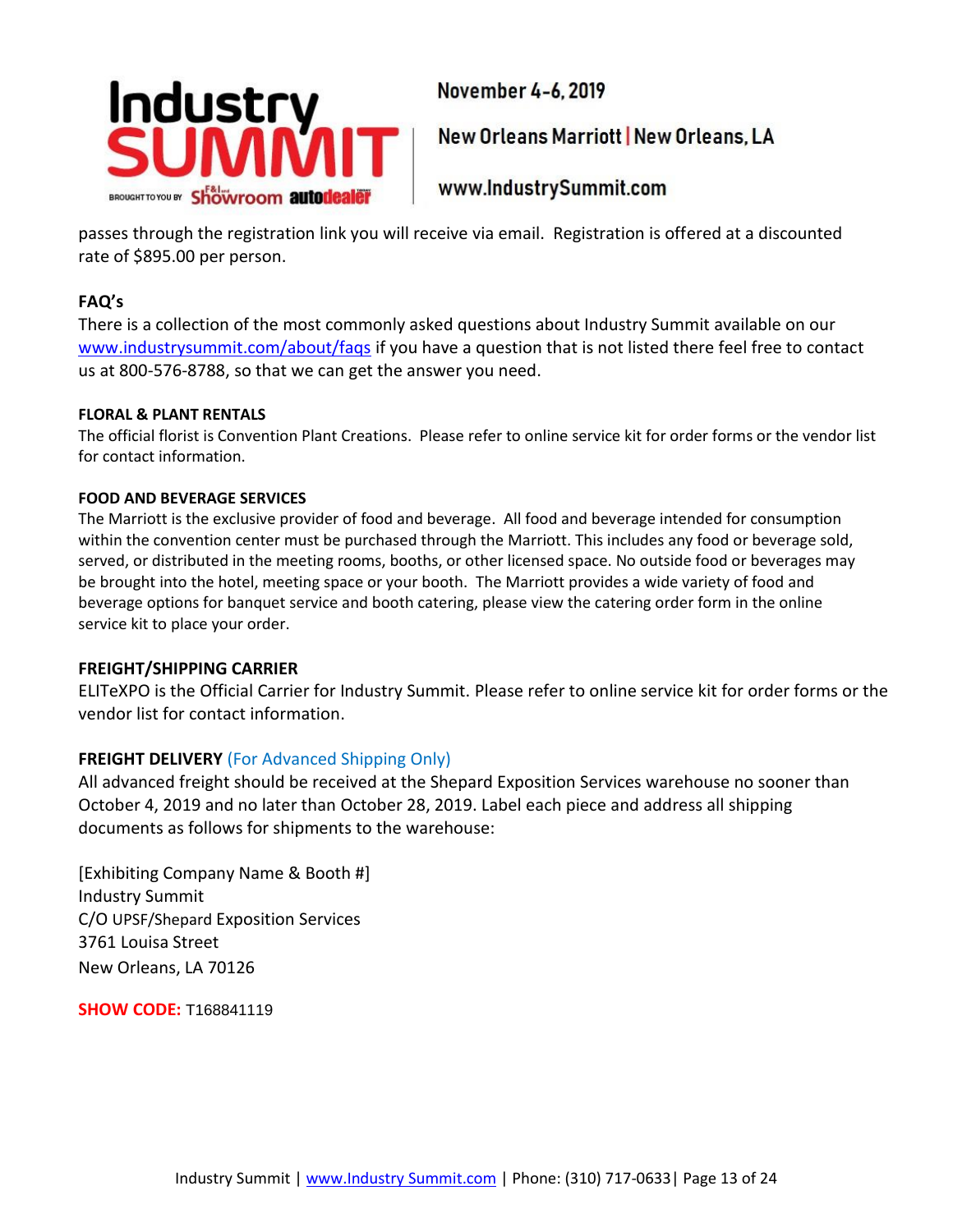passes through the registration link you will receive via email. Registration is offered at a discounted rate of $895.00 per person.

## FAQ's

There is a collection of the most commonly asked questions about Industry Summit available on our www.industrysummit.com/about/faqs if you have a question that is not listed there feel free to contact us at 800-576-8788, so that we can get the answer you need.

### FLORAL & PLANT RENTALS

The official florist is Convention Plant Creations. Please refer to online service kit for order forms or the vendor list for contact information.

### FOOD AND BEVERAGE SERVICES

The Marriott is the exclusive provider of food and beverage. All food and beverage intended for consumption within the convention center must be purchased through the Marriott. This includes any food or beverage sold, served, or distributed in the meeting rooms, booths, or other licensed space. No outside food or beverages may be brought into the hotel, meeting space or your booth. The Marriott provides a wide variety of food and beverage options for banquet service and booth catering, please view the catering order form in the online service kit to place your order.

## FREIGHT/SHIPPING CARRIER

ELITeXPO is the Official Carrier for Industry Summit. Please refer to online service kit for order forms or the vendor list for contact information.

## FREIGHT DELIVERY (For Advanced Shipping Only)

All advanced freight should be received at the Shepard Exposition Services warehouse no sooner than October 4, 2019 and no later than October 28, 2019. Label each piece and address all shipping documents as follows for shipments to the warehouse:

[Exhibiting Company Name & Booth #]
Industry Summit
C/O UPSF/Shepard Exposition Services
3761 Louisa Street
New Orleans, LA 70126

**SHOW CODE:** T168841119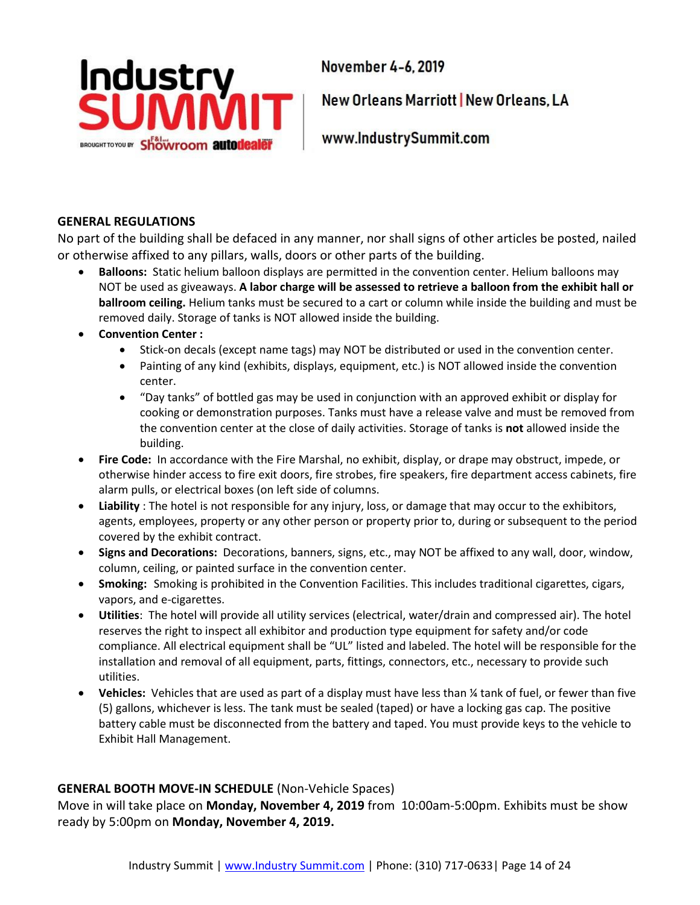**GENERAL REGULATIONS**

No part of the building shall be defaced in any manner, nor shall signs of other articles be posted, nailed or otherwise affixed to any pillars, walls, doors or other parts of the building.

- **Balloons:** Static helium balloon displays are permitted in the convention center. Helium balloons may NOT be used as giveaways. **A labor charge will be assessed to retrieve a balloon from the exhibit hall or ballroom ceiling.** Helium tanks must be secured to a cart or column while inside the building and must be removed daily. Storage of tanks is NOT allowed inside the building.
- **Convention Center :**
  - Stick-on decals (except name tags) may NOT be distributed or used in the convention center.
  - Painting of any kind (exhibits, displays, equipment, etc.) is NOT allowed inside the convention center.
  - "Day tanks" of bottled gas may be used in conjunction with an approved exhibit or display for cooking or demonstration purposes. Tanks must have a release valve and must be removed from the convention center at the close of daily activities. Storage of tanks is **not** allowed inside the building.
- **Fire Code:** In accordance with the Fire Marshal, no exhibit, display, or drape may obstruct, impede, or otherwise hinder access to fire exit doors, fire strobes, fire speakers, fire department access cabinets, fire alarm pulls, or electrical boxes (on left side of columns.
- **Liability** : The hotel is not responsible for any injury, loss, or damage that may occur to the exhibitors, agents, employees, property or any other person or property prior to, during or subsequent to the period covered by the exhibit contract.
- **Signs and Decorations:** Decorations, banners, signs, etc., may NOT be affixed to any wall, door, window, column, ceiling, or painted surface in the convention center.
- **Smoking:** Smoking is prohibited in the Convention Facilities. This includes traditional cigarettes, cigars, vapors, and e-cigarettes.
- **Utilities**: The hotel will provide all utility services (electrical, water/drain and compressed air). The hotel reserves the right to inspect all exhibitor and production type equipment for safety and/or code compliance. All electrical equipment shall be "UL" listed and labeled. The hotel will be responsible for the installation and removal of all equipment, parts, fittings, connectors, etc., necessary to provide such utilities.
- **Vehicles:** Vehicles that are used as part of a display must have less than ¼ tank of fuel, or fewer than five (5) gallons, whichever is less. The tank must be sealed (taped) or have a locking gas cap. The positive battery cable must be disconnected from the battery and taped. You must provide keys to the vehicle to Exhibit Hall Management.

**GENERAL BOOTH MOVE-IN SCHEDULE** (Non-Vehicle Spaces)

Move in will take place on **Monday, November 4, 2019** from 10:00am-5:00pm. Exhibits must be show ready by 5:00pm on **Monday, November 4, 2019.**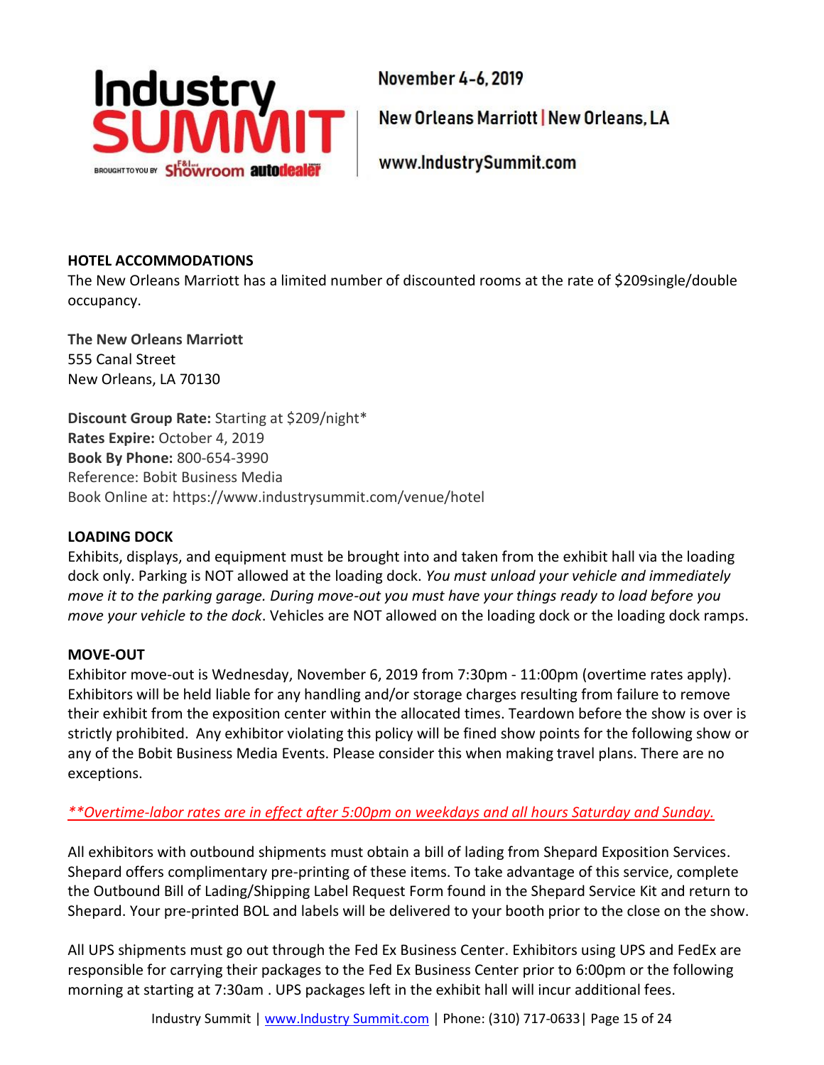## HOTEL ACCOMMODATIONS

The New Orleans Marriott has a limited number of discounted rooms at the rate of $209single/double occupancy.

**The New Orleans Marriott**
555 Canal Street
New Orleans, LA 70130

**Discount Group Rate:** Starting at $209/night*
**Rates Expire:** October 4, 2019
**Book By Phone:** 800-654-3990
Reference: Bobit Business Media
Book Online at: https://www.industrysummit.com/venue/hotel

## LOADING DOCK

Exhibits, displays, and equipment must be brought into and taken from the exhibit hall via the loading dock only. Parking is NOT allowed at the loading dock. *You must unload your vehicle and immediately move it to the parking garage. During move-out you must have your things ready to load before you move your vehicle to the dock*. Vehicles are NOT allowed on the loading dock or the loading dock ramps.

## MOVE-OUT

Exhibitor move-out is Wednesday, November 6, 2019 from 7:30pm - 11:00pm (overtime rates apply). Exhibitors will be held liable for any handling and/or storage charges resulting from failure to remove their exhibit from the exposition center within the allocated times. Teardown before the show is over is strictly prohibited. Any exhibitor violating this policy will be fined show points for the following show or any of the Bobit Business Media Events. Please consider this when making travel plans. There are no exceptions.

*\*\*Overtime-labor rates are in effect after 5:00pm on weekdays and all hours Saturday and Sunday.*

All exhibitors with outbound shipments must obtain a bill of lading from Shepard Exposition Services. Shepard offers complimentary pre-printing of these items. To take advantage of this service, complete the Outbound Bill of Lading/Shipping Label Request Form found in the Shepard Service Kit and return to Shepard. Your pre-printed BOL and labels will be delivered to your booth prior to the close on the show.

All UPS shipments must go out through the Fed Ex Business Center. Exhibitors using UPS and FedEx are responsible for carrying their packages to the Fed Ex Business Center prior to 6:00pm or the following morning at starting at 7:30am . UPS packages left in the exhibit hall will incur additional fees.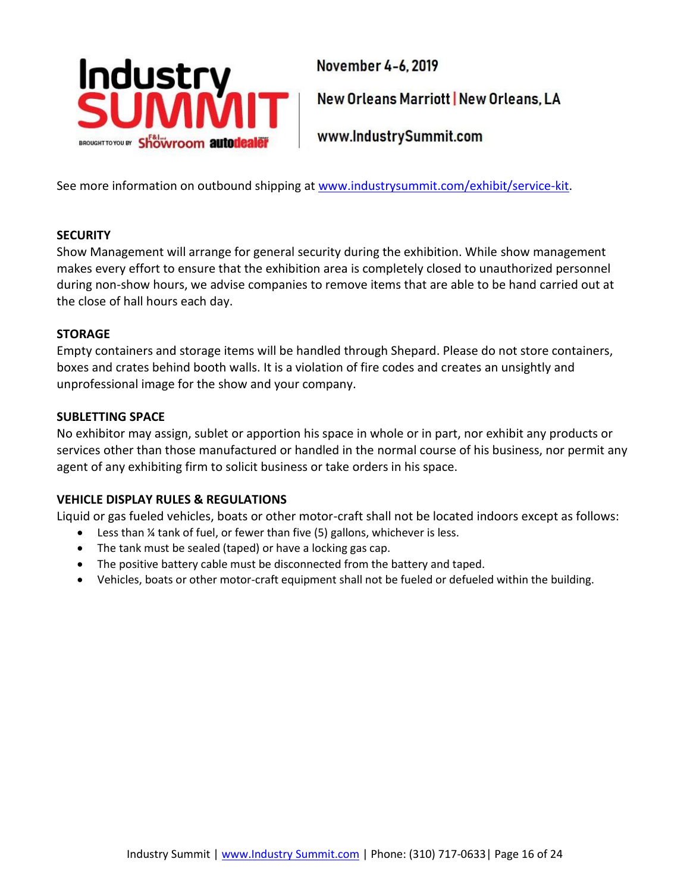See more information on outbound shipping at [www.industrysummit.com/exhibit/service-kit](www.industrysummit.com/exhibit/service-kit).

**SECURITY**

Show Management will arrange for general security during the exhibition. While show management makes every effort to ensure that the exhibition area is completely closed to unauthorized personnel during non-show hours, we advise companies to remove items that are able to be hand carried out at the close of hall hours each day.

**STORAGE**

Empty containers and storage items will be handled through Shepard. Please do not store containers, boxes and crates behind booth walls. It is a violation of fire codes and creates an unsightly and unprofessional image for the show and your company.

**SUBLETTING SPACE**

No exhibitor may assign, sublet or apportion his space in whole or in part, nor exhibit any products or services other than those manufactured or handled in the normal course of his business, nor permit any agent of any exhibiting firm to solicit business or take orders in his space.

**VEHICLE DISPLAY RULES & REGULATIONS**

Liquid or gas fueled vehicles, boats or other motor-craft shall not be located indoors except as follows:

- Less than ¼ tank of fuel, or fewer than five (5) gallons, whichever is less.
- The tank must be sealed (taped) or have a locking gas cap.
- The positive battery cable must be disconnected from the battery and taped.
- Vehicles, boats or other motor-craft equipment shall not be fueled or defueled within the building.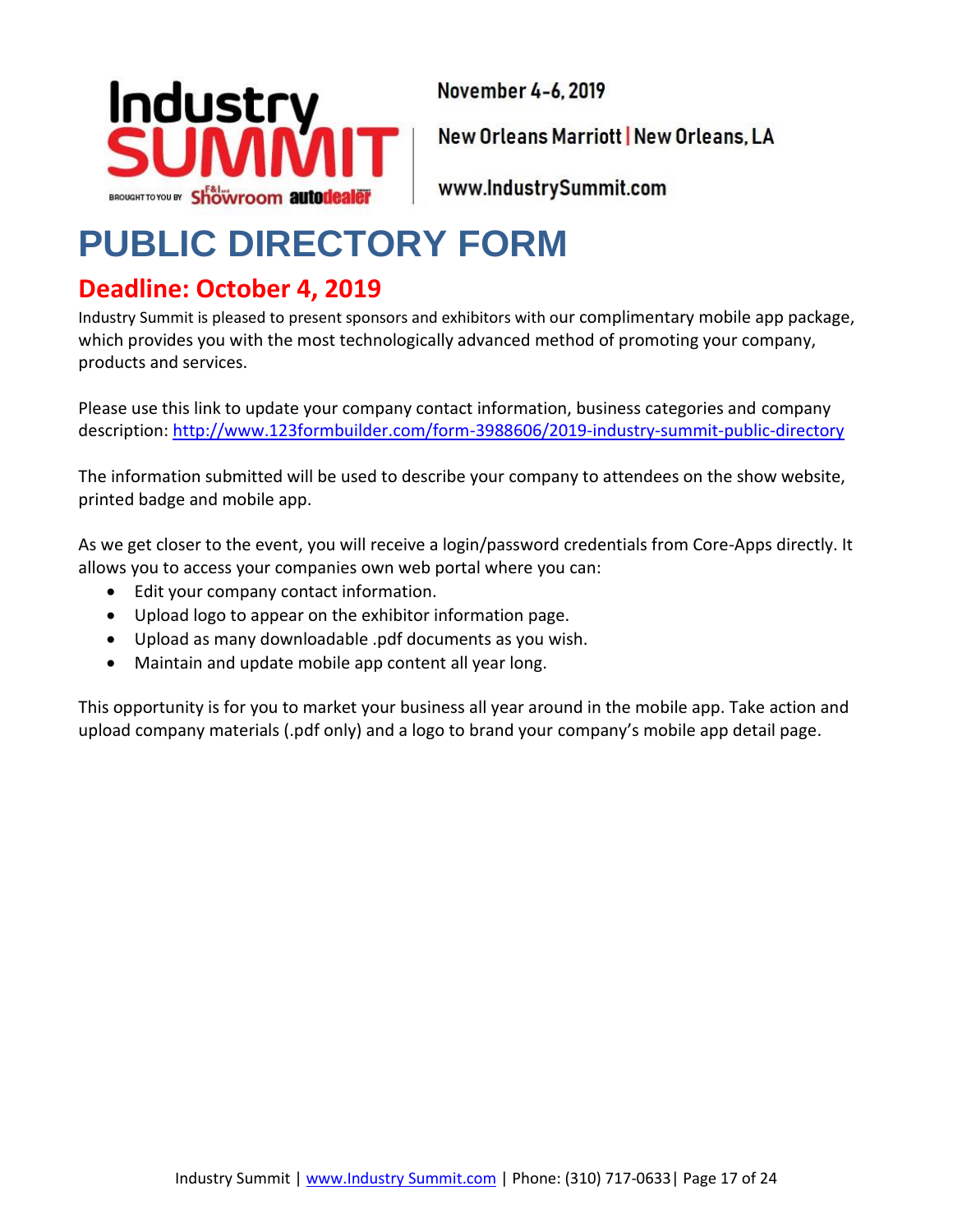Industry SUMMIT

BROUGHT TO YOU BY F&I and Showroom autodealer

November 4-6, 2019

New Orleans Marriott | New Orleans, LA

www.IndustrySummit.com

# PUBLIC DIRECTORY FORM

## Deadline: October 4, 2019

Industry Summit is pleased to present sponsors and exhibitors with our complimentary mobile app package, which provides you with the most technologically advanced method of promoting your company, products and services.

Please use this link to update your company contact information, business categories and company description: [http://www.123formbuilder.com/form-3988606/2019-industry-summit-public-directory](http://www.123formbuilder.com/form-3988606/2019-industry-summit-public-directory)

The information submitted will be used to describe your company to attendees on the show website, printed badge and mobile app.

As we get closer to the event, you will receive a login/password credentials from Core-Apps directly. It allows you to access your companies own web portal where you can:

- Edit your company contact information.
- Upload logo to appear on the exhibitor information page.
- Upload as many downloadable .pdf documents as you wish.
- Maintain and update mobile app content all year long.

This opportunity is for you to market your business all year around in the mobile app. Take action and upload company materials (.pdf only) and a logo to brand your company's mobile app detail page.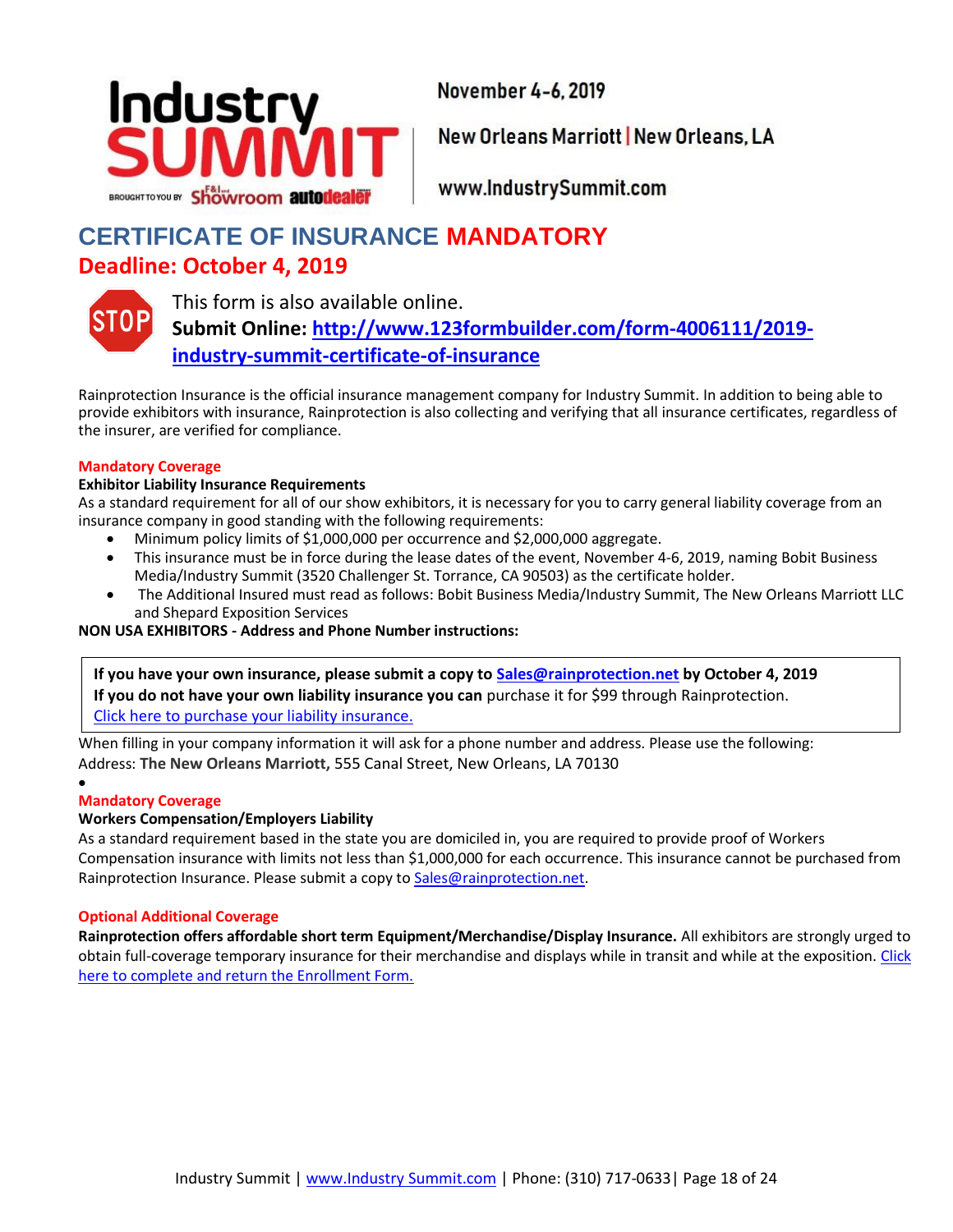Industry SUMMIT

BROUGHT TO YOU BY F&I and Showroom autodealer

November 4-6, 2019

New Orleans Marriott | New Orleans, LA

www.IndustrySummit.com

# CERTIFICATE OF INSURANCE MANDATORY

## Deadline: October 4, 2019

STOP

This form is also available online.

**Submit Online: [http://www.123formbuilder.com/form-4006111/2019-industry-summit-certificate-of-insurance](http://www.123formbuilder.com/form-4006111/2019-industry-summit-certificate-of-insurance)**

Rainprotection Insurance is the official insurance management company for Industry Summit. In addition to being able to provide exhibitors with insurance, Rainprotection is also collecting and verifying that all insurance certificates, regardless of the insurer, are verified for compliance.

### Mandatory Coverage

**Exhibitor Liability Insurance Requirements**

As a standard requirement for all of our show exhibitors, it is necessary for you to carry general liability coverage from an insurance company in good standing with the following requirements:

- Minimum policy limits of $1,000,000 per occurrence and $2,000,000 aggregate.
- This insurance must be in force during the lease dates of the event, November 4-6, 2019, naming Bobit Business Media/Industry Summit (3520 Challenger St. Torrance, CA 90503) as the certificate holder.
- The Additional Insured must read as follows: Bobit Business Media/Industry Summit, The New Orleans Marriott LLC and Shepard Exposition Services

**NON USA EXHIBITORS - Address and Phone Number instructions:**

**If you have your own insurance, please submit a copy to [Sales@rainprotection.net](mailto:Sales@rainprotection.net) by October 4, 2019**
**If you do not have your own liability insurance you can** purchase it for $99 through Rainprotection.
[Click here to purchase your liability insurance.]()

When filling in your company information it will ask for a phone number and address. Please use the following:
Address: **The New Orleans Marriott,** 555 Canal Street, New Orleans, LA 70130

### Mandatory Coverage

**Workers Compensation/Employers Liability**

As a standard requirement based in the state you are domiciled in, you are required to provide proof of Workers Compensation insurance with limits not less than $1,000,000 for each occurrence. This insurance cannot be purchased from Rainprotection Insurance. Please submit a copy to [Sales@rainprotection.net](mailto:Sales@rainprotection.net).

### Optional Additional Coverage

**Rainprotection offers affordable short term Equipment/Merchandise/Display Insurance.** All exhibitors are strongly urged to obtain full-coverage temporary insurance for their merchandise and displays while in transit and while at the exposition. [Click here to complete and return the Enrollment Form.]()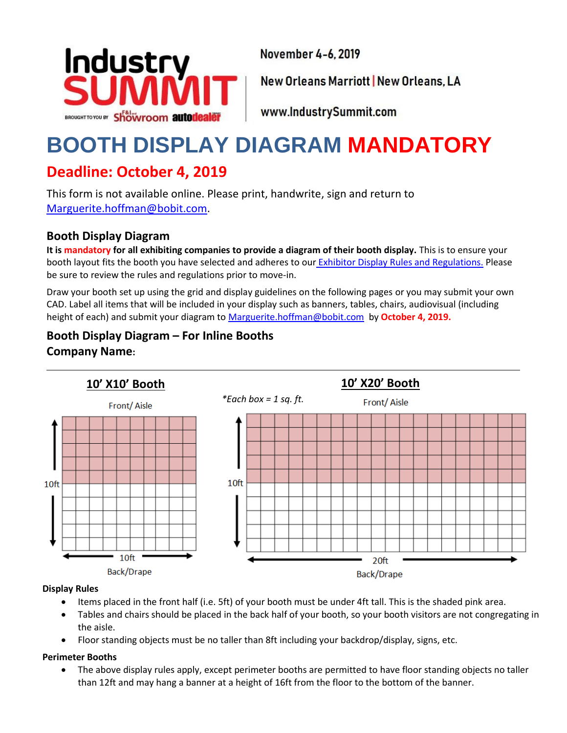Industry SUMMIT

BROUGHT TO YOU BY F&I and Showroom autodealer

November 4-6, 2019

New Orleans Marriott | New Orleans, LA

www.IndustrySummit.com

# BOOTH DISPLAY DIAGRAM MANDATORY

## Deadline: October 4, 2019

This form is not available online. Please print, handwrite, sign and return to Marguerite.hoffman@bobit.com.

### Booth Display Diagram

**It is mandatory for all exhibiting companies to provide a diagram of their booth display.** This is to ensure your booth layout fits the booth you have selected and adheres to our Exhibitor Display Rules and Regulations. Please be sure to review the rules and regulations prior to move-in.

Draw your booth set up using the grid and display guidelines on the following pages or you may submit your own CAD. Label all items that will be included in your display such as banners, tables, chairs, audiovisual (including height of each) and submit your diagram to Marguerite.hoffman@bobit.com by **October 4, 2019.**

### Booth Display Diagram – For Inline Booths

**Company Name:**

---

**10' X10' Booth**

Front/ Aisle

10ft

10ft

Back/Drape

*Each box = 1 sq. ft.*

**10' X20' Booth**

Front/ Aisle

10ft

20ft

Back/Drape

**Display Rules**

- Items placed in the front half (i.e. 5ft) of your booth must be under 4ft tall. This is the shaded pink area.
- Tables and chairs should be placed in the back half of your booth, so your booth visitors are not congregating in the aisle.
- Floor standing objects must be no taller than 8ft including your backdrop/display, signs, etc.

**Perimeter Booths**

- The above display rules apply, except perimeter booths are permitted to have floor standing objects no taller than 12ft and may hang a banner at a height of 16ft from the floor to the bottom of the banner.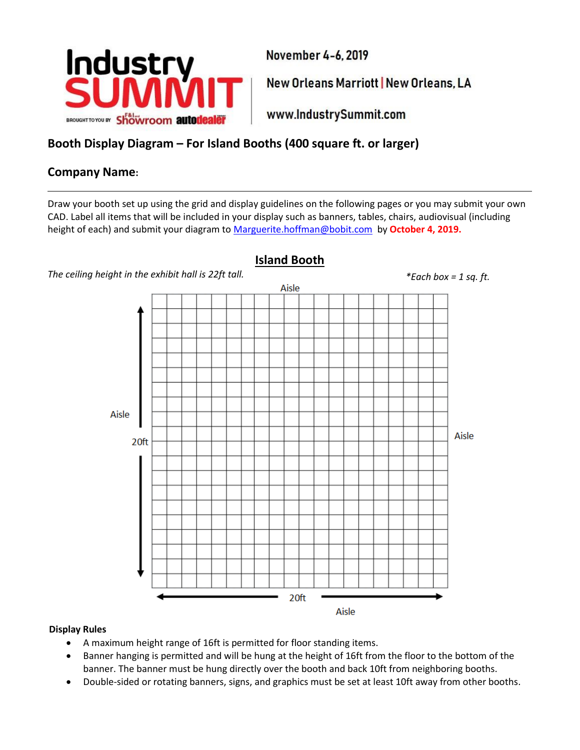Industry SUMMIT

BROUGHT TO YOU BY F&I and Showroom autodealer

November 4-6, 2019

New Orleans Marriott | New Orleans, LA

www.IndustrySummit.com

## Booth Display Diagram – For Island Booths (400 square ft. or larger)

## Company Name:

---

Draw your booth set up using the grid and display guidelines on the following pages or you may submit your own CAD. Label all items that will be included in your display such as banners, tables, chairs, audiovisual (including height of each) and submit your diagram to Marguerite.hoffman@bobit.com by **October 4, 2019.**

### Island Booth

*The ceiling height in the exhibit hall is 22ft tall.*

*\*Each box = 1 sq. ft.*

Aisle

Aisle

20ft

Aisle

20ft

Aisle

**Display Rules**

- A maximum height range of 16ft is permitted for floor standing items.
- Banner hanging is permitted and will be hung at the height of 16ft from the floor to the bottom of the banner. The banner must be hung directly over the booth and back 10ft from neighboring booths.
- Double-sided or rotating banners, signs, and graphics must be set at least 10ft away from other booths.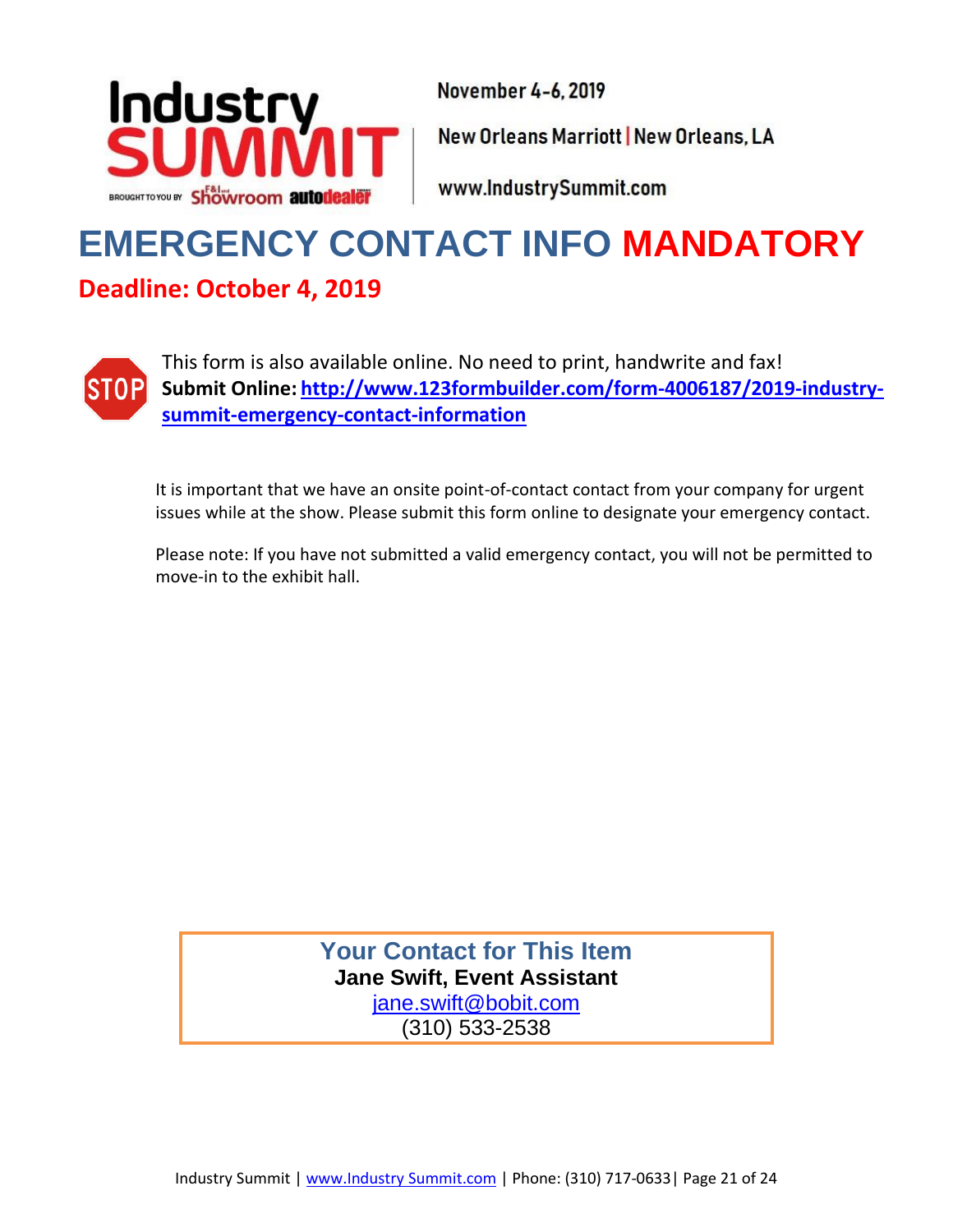Industry SUMMIT

BROUGHT TO YOU BY F&I and Showroom autodealer

November 4-6, 2019

New Orleans Marriott | New Orleans, LA

www.IndustrySummit.com

# EMERGENCY CONTACT INFO MANDATORY

## Deadline: October 4, 2019

STOP

This form is also available online. No need to print, handwrite and fax!
**Submit Online: [http://www.123formbuilder.com/form-4006187/2019-industry-summit-emergency-contact-information](http://www.123formbuilder.com/form-4006187/2019-industry-summit-emergency-contact-information)**

It is important that we have an onsite point-of-contact contact from your company for urgent issues while at the show. Please submit this form online to designate your emergency contact.

Please note: If you have not submitted a valid emergency contact, you will not be permitted to move-in to the exhibit hall.

**Your Contact for This Item**
**Jane Swift, Event Assistant**
[jane.swift@bobit.com](mailto:jane.swift@bobit.com)
(310) 533-2538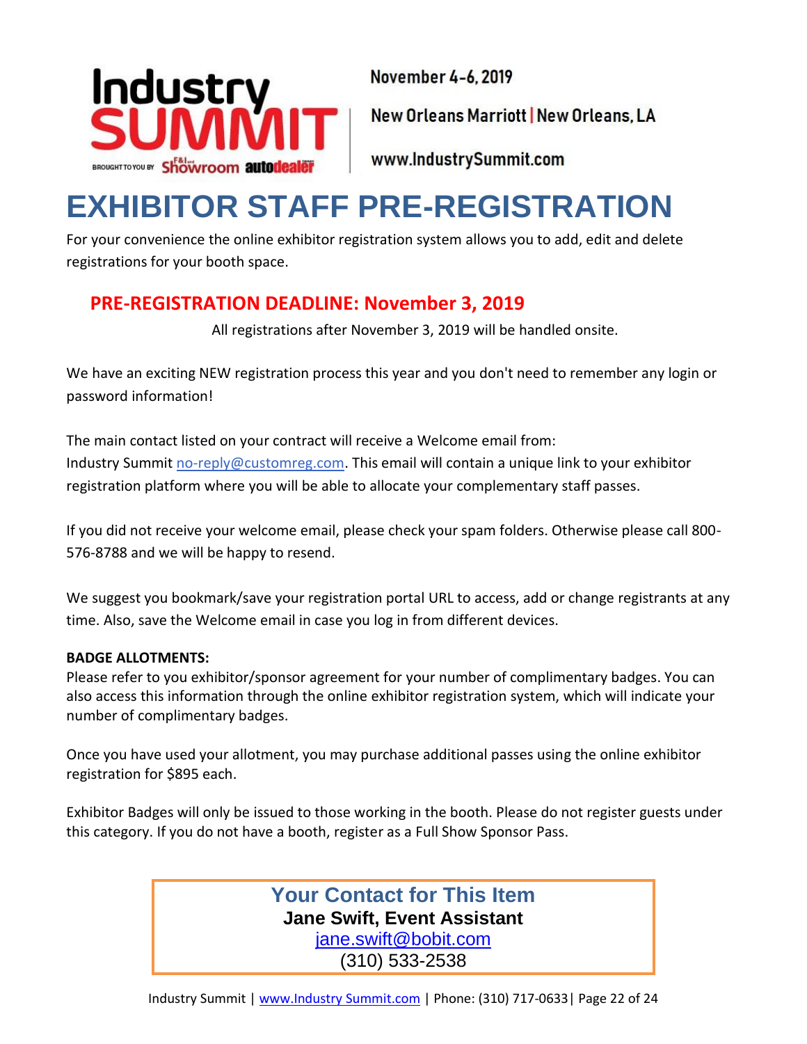Industry SUMMIT

BROUGHT TO YOU BY F&I and Showroom autodealer

November 4-6, 2019

New Orleans Marriott | New Orleans, LA

www.IndustrySummit.com

# EXHIBITOR STAFF PRE-REGISTRATION

For your convenience the online exhibitor registration system allows you to add, edit and delete registrations for your booth space.

## PRE-REGISTRATION DEADLINE: November 3, 2019

All registrations after November 3, 2019 will be handled onsite.

We have an exciting NEW registration process this year and you don't need to remember any login or password information!

The main contact listed on your contract will receive a Welcome email from: Industry Summit no-reply@customreg.com. This email will contain a unique link to your exhibitor registration platform where you will be able to allocate your complementary staff passes.

If you did not receive your welcome email, please check your spam folders. Otherwise please call 800-576-8788 and we will be happy to resend.

We suggest you bookmark/save your registration portal URL to access, add or change registrants at any time. Also, save the Welcome email in case you log in from different devices.

**BADGE ALLOTMENTS:**

Please refer to you exhibitor/sponsor agreement for your number of complimentary badges. You can also access this information through the online exhibitor registration system, which will indicate your number of complimentary badges.

Once you have used your allotment, you may purchase additional passes using the online exhibitor registration for $895 each.

Exhibitor Badges will only be issued to those working in the booth. Please do not register guests under this category. If you do not have a booth, register as a Full Show Sponsor Pass.

**Your Contact for This Item**

**Jane Swift, Event Assistant**

jane.swift@bobit.com

(310) 533-2538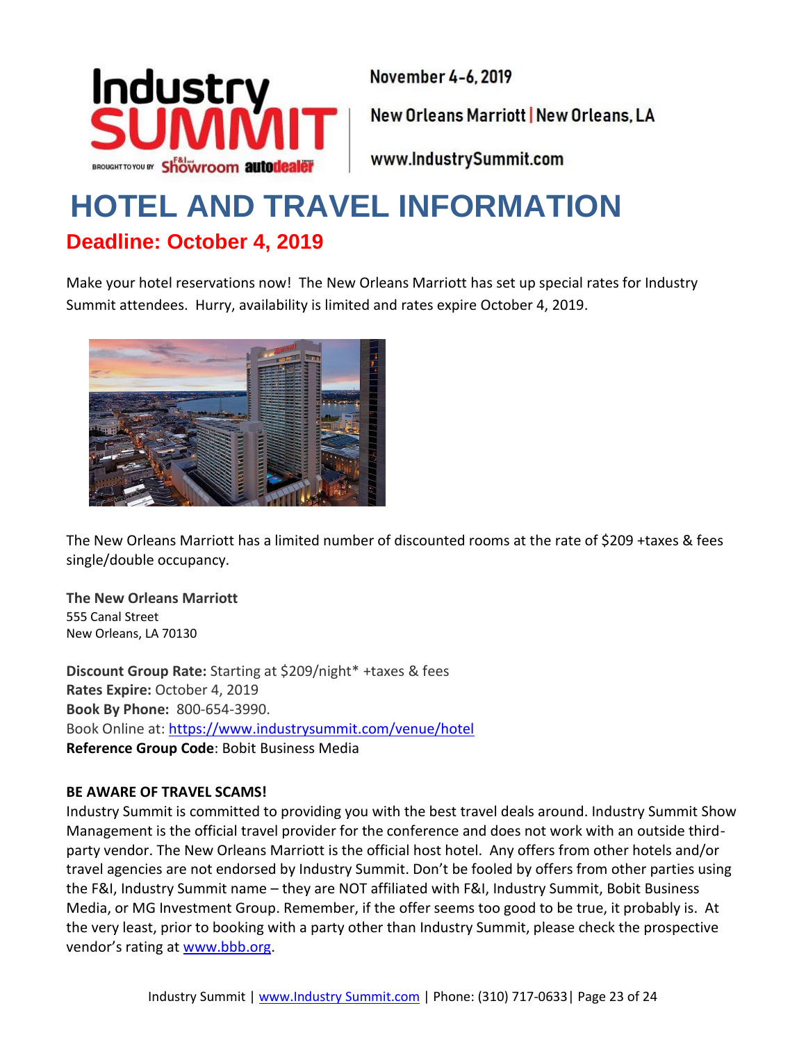November 4-6, 2019

New Orleans Marriott | New Orleans, LA

www.IndustrySummit.com

# HOTEL AND TRAVEL INFORMATION

## Deadline: October 4, 2019

Make your hotel reservations now! The New Orleans Marriott has set up special rates for Industry Summit attendees. Hurry, availability is limited and rates expire October 4, 2019.

The New Orleans Marriott has a limited number of discounted rooms at the rate of $209 +taxes & fees single/double occupancy.

**The New Orleans Marriott**
555 Canal Street
New Orleans, LA 70130

**Discount Group Rate:** Starting at $209/night* +taxes & fees
**Rates Expire:** October 4, 2019
**Book By Phone:** 800-654-3990.
Book Online at: https://www.industrysummit.com/venue/hotel
**Reference Group Code**: Bobit Business Media

**BE AWARE OF TRAVEL SCAMS!**
Industry Summit is committed to providing you with the best travel deals around. Industry Summit Show Management is the official travel provider for the conference and does not work with an outside third-party vendor. The New Orleans Marriott is the official host hotel. Any offers from other hotels and/or travel agencies are not endorsed by Industry Summit. Don't be fooled by offers from other parties using the F&I, Industry Summit name – they are NOT affiliated with F&I, Industry Summit, Bobit Business Media, or MG Investment Group. Remember, if the offer seems too good to be true, it probably is. At the very least, prior to booking with a party other than Industry Summit, please check the prospective vendor's rating at www.bbb.org.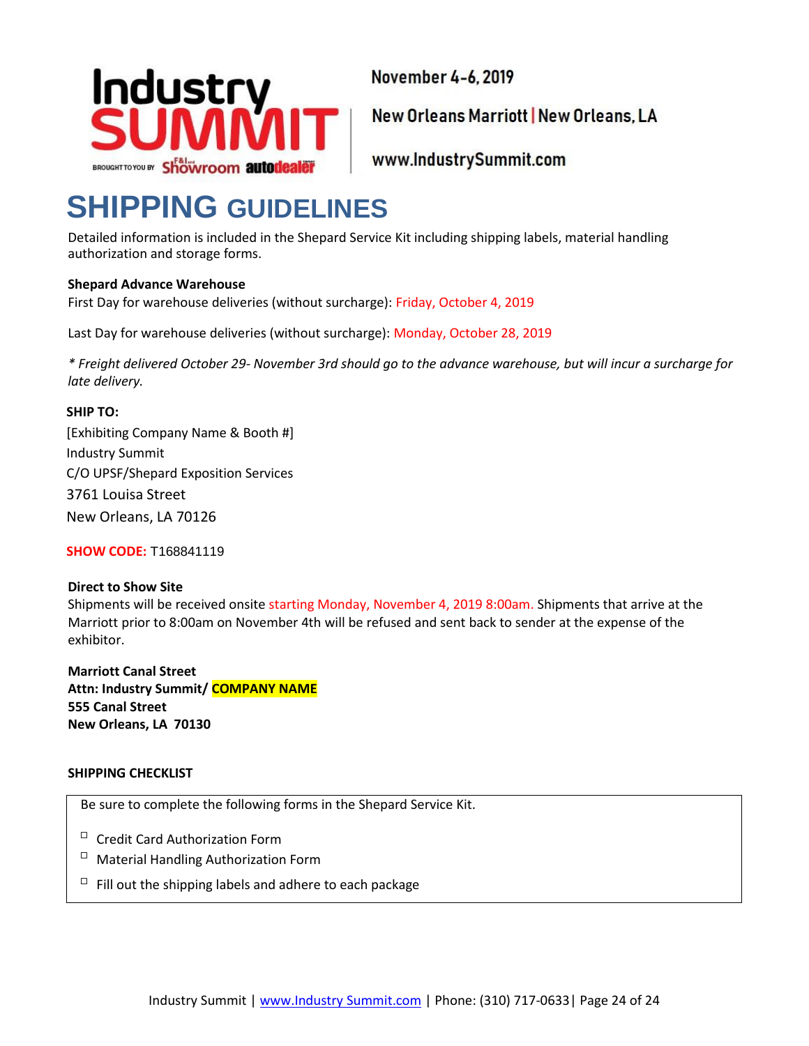November 4-6, 2019

New Orleans Marriott | New Orleans, LA

www.IndustrySummit.com

# SHIPPING GUIDELINES

Detailed information is included in the Shepard Service Kit including shipping labels, material handling authorization and storage forms.

**Shepard Advance Warehouse**

First Day for warehouse deliveries (without surcharge): Friday, October 4, 2019

Last Day for warehouse deliveries (without surcharge): Monday, October 28, 2019

*\* Freight delivered October 29- November 3rd should go to the advance warehouse, but will incur a surcharge for late delivery.*

**SHIP TO:**

[Exhibiting Company Name & Booth #]
Industry Summit
C/O UPSF/Shepard Exposition Services
3761 Louisa Street
New Orleans, LA 70126

**SHOW CODE:** T168841119

**Direct to Show Site**

Shipments will be received onsite starting Monday, November 4, 2019 8:00am. Shipments that arrive at the Marriott prior to 8:00am on November 4th will be refused and sent back to sender at the expense of the exhibitor.

**Marriott Canal Street**
**Attn: Industry Summit/ COMPANY NAME**
**555 Canal Street**
**New Orleans, LA 70130**

**SHIPPING CHECKLIST**

Be sure to complete the following forms in the Shepard Service Kit.

- ☐ Credit Card Authorization Form
- ☐ Material Handling Authorization Form
- ☐ Fill out the shipping labels and adhere to each package